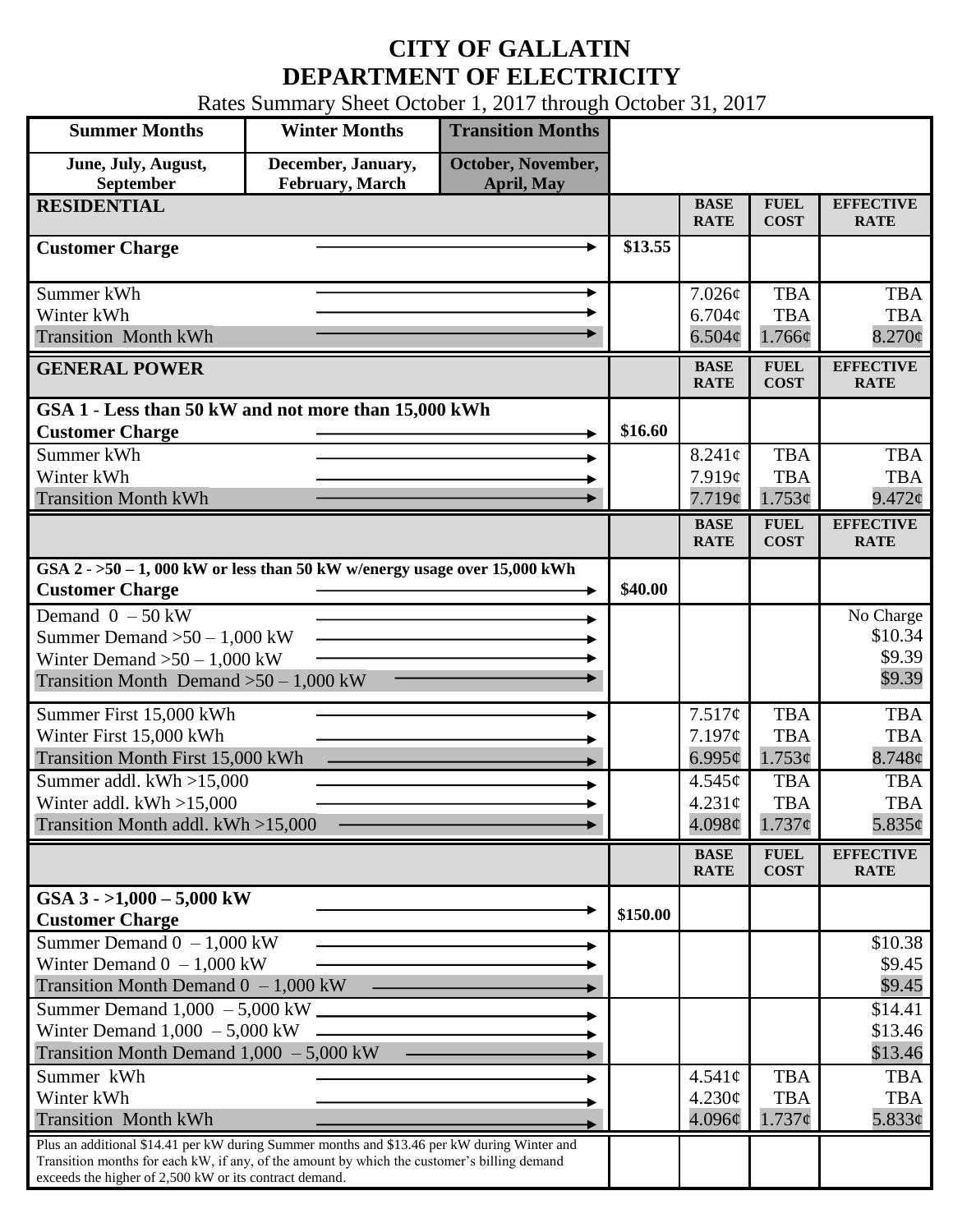# CITY OF GALLATIN
# DEPARTMENT OF ELECTRICITY

Rates Summary Sheet October 1, 2017 through October 31, 2017

| Summer Months | Winter Months | Transition Months |
|---|---|---|
| June, July, August, September | December, January, February, March | October, November, April, May |

| RESIDENTIAL | | BASE RATE | FUEL COST | EFFECTIVE RATE |
|---|---|---|---|---|
| Customer Charge | $13.55 | | | |
| Summer kWh | | 7.026¢ | TBA | TBA |
| Winter kWh | | 6.704¢ | TBA | TBA |
| Transition Month kWh | | 6.504¢ | 1.766¢ | 8.270¢ |

| GENERAL POWER | | BASE RATE | FUEL COST | EFFECTIVE RATE |
|---|---|---|---|---|
| **GSA 1 - Less than 50 kW and not more than 15,000 kWh** | | | | |
| Customer Charge | $16.60 | | | |
| Summer kWh | | 8.241¢ | TBA | TBA |
| Winter kWh | | 7.919¢ | TBA | TBA |
| Transition Month kWh | | 7.719¢ | 1.753¢ | 9.472¢ |

| | | BASE RATE | FUEL COST | EFFECTIVE RATE |
|---|---|---|---|---|
| **GSA 2 - >50 – 1, 000 kW or less than 50 kW w/energy usage over 15,000 kWh** | | | | |
| Customer Charge | $40.00 | | | |
| Demand 0 – 50 kW | | | | No Charge |
| Summer Demand >50 – 1,000 kW | | | | $10.34 |
| Winter Demand >50 – 1,000 kW | | | | $9.39 |
| Transition Month Demand >50 – 1,000 kW | | | | $9.39 |
| Summer First 15,000 kWh | | 7.517¢ | TBA | TBA |
| Winter First 15,000 kWh | | 7.197¢ | TBA | TBA |
| Transition Month First 15,000 kWh | | 6.995¢ | 1.753¢ | 8.748¢ |
| Summer addl. kWh >15,000 | | 4.545¢ | TBA | TBA |
| Winter addl. kWh >15,000 | | 4.231¢ | TBA | TBA |
| Transition Month addl. kWh >15,000 | | 4.098¢ | 1.737¢ | 5.835¢ |

| | | BASE RATE | FUEL COST | EFFECTIVE RATE |
|---|---|---|---|---|
| **GSA 3 - >1,000 – 5,000 kW** | | | | |
| Customer Charge | $150.00 | | | |
| Summer Demand 0 – 1,000 kW | | | | $10.38 |
| Winter Demand 0 – 1,000 kW | | | | $9.45 |
| Transition Month Demand 0 – 1,000 kW | | | | $9.45 |
| Summer Demand 1,000 – 5,000 kW | | | | $14.41 |
| Winter Demand 1,000 – 5,000 kW | | | | $13.46 |
| Transition Month Demand 1,000 – 5,000 kW | | | | $13.46 |
| Summer kWh | | 4.541¢ | TBA | TBA |
| Winter kWh | | 4.230¢ | TBA | TBA |
| Transition Month kWh | | 4.096¢ | 1.737¢ | 5.833¢ |
| Plus an additional $14.41 per kW during Summer months and $13.46 per kW during Winter and Transition months for each kW, if any, of the amount by which the customer's billing demand exceeds the higher of 2,500 kW or its contract demand. | | | | |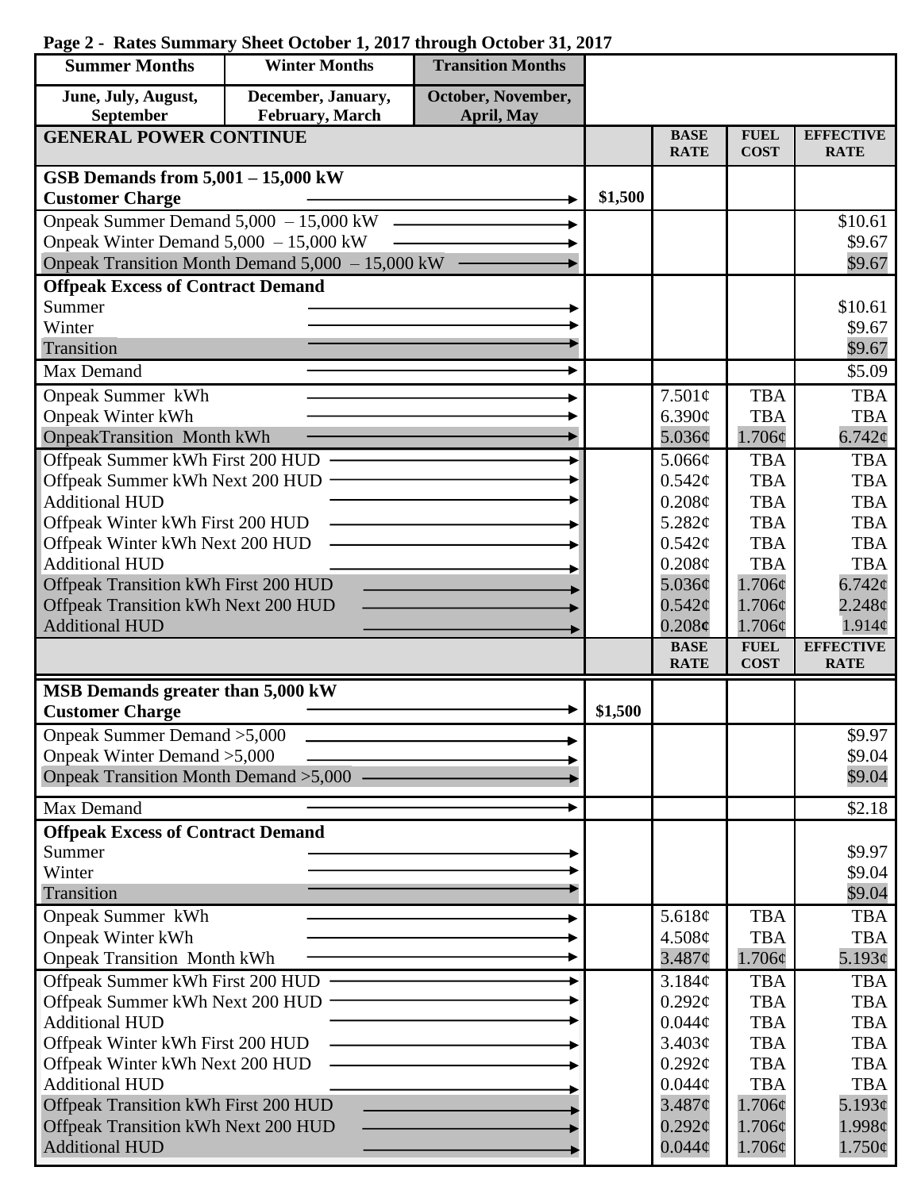**Page 2 - Rates Summary Sheet October 1, 2017 through October 31, 2017**

| Summer Months | Winter Months | Transition Months |
|---|---|---|
| June, July, August, September | December, January, February, March | October, November, April, May |

| GENERAL POWER CONTINUE | | BASE RATE | FUEL COST | EFFECTIVE RATE |
|---|---|---|---|---|
| **GSB Demands from 5,001 – 15,000 kW** | | | | |
| **Customer Charge** | $1,500 | | | |
| Onpeak Summer Demand 5,000 – 15,000 kW | | | | $10.61 |
| Onpeak Winter Demand 5,000 – 15,000 kW | | | | $9.67 |
| Onpeak Transition Month Demand 5,000 – 15,000 kW | | | | $9.67 |
| **Offpeak Excess of Contract Demand** | | | | |
| Summer | | | | $10.61 |
| Winter | | | | $9.67 |
| Transition | | | | $9.67 |
| Max Demand | | | | $5.09 |
| Onpeak Summer kWh | | 7.501¢ | TBA | TBA |
| Onpeak Winter kWh | | 6.390¢ | TBA | TBA |
| OnpeakTransition Month kWh | | 5.036¢ | 1.706¢ | 6.742¢ |
| Offpeak Summer kWh First 200 HUD | | 5.066¢ | TBA | TBA |
| Offpeak Summer kWh Next 200 HUD | | 0.542¢ | TBA | TBA |
| Additional HUD | | 0.208¢ | TBA | TBA |
| Offpeak Winter kWh First 200 HUD | | 5.282¢ | TBA | TBA |
| Offpeak Winter kWh Next 200 HUD | | 0.542¢ | TBA | TBA |
| Additional HUD | | 0.208¢ | TBA | TBA |
| Offpeak Transition kWh First 200 HUD | | 5.036¢ | 1.706¢ | 6.742¢ |
| Offpeak Transition kWh Next 200 HUD | | 0.542¢ | 1.706¢ | 2.248¢ |
| Additional HUD | | 0.208¢ | 1.706¢ | 1.914¢ |

| | | BASE RATE | FUEL COST | EFFECTIVE RATE |
|---|---|---|---|---|
| **MSB Demands greater than 5,000 kW** | | | | |
| **Customer Charge** | $1,500 | | | |
| Onpeak Summer Demand >5,000 | | | | $9.97 |
| Onpeak Winter Demand >5,000 | | | | $9.04 |
| Onpeak Transition Month Demand >5,000 | | | | $9.04 |
| Max Demand | | | | $2.18 |
| **Offpeak Excess of Contract Demand** | | | | |
| Summer | | | | $9.97 |
| Winter | | | | $9.04 |
| Transition | | | | $9.04 |
| Onpeak Summer kWh | | 5.618¢ | TBA | TBA |
| Onpeak Winter kWh | | 4.508¢ | TBA | TBA |
| Onpeak Transition Month kWh | | 3.487¢ | 1.706¢ | 5.193¢ |
| Offpeak Summer kWh First 200 HUD | | 3.184¢ | TBA | TBA |
| Offpeak Summer kWh Next 200 HUD | | 0.292¢ | TBA | TBA |
| Additional HUD | | 0.044¢ | TBA | TBA |
| Offpeak Winter kWh First 200 HUD | | 3.403¢ | TBA | TBA |
| Offpeak Winter kWh Next 200 HUD | | 0.292¢ | TBA | TBA |
| Additional HUD | | 0.044¢ | TBA | TBA |
| Offpeak Transition kWh First 200 HUD | | 3.487¢ | 1.706¢ | 5.193¢ |
| Offpeak Transition kWh Next 200 HUD | | 0.292¢ | 1.706¢ | 1.998¢ |
| Additional HUD | | 0.044¢ | 1.706¢ | 1.750¢ |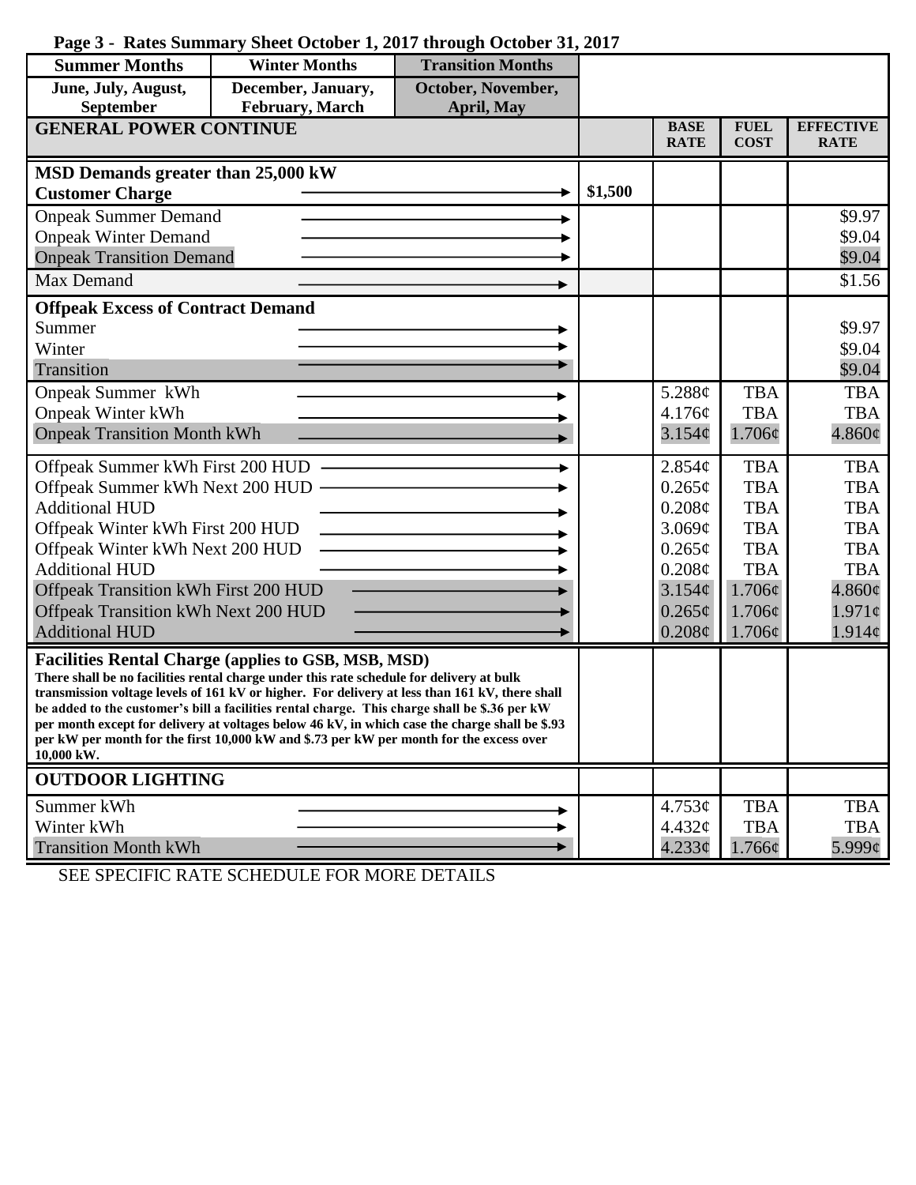**Page 3 - Rates Summary Sheet October 1, 2017 through October 31, 2017**

| Summer Months | Winter Months | Transition Months |
| --- | --- | --- |
| June, July, August, September | December, January, February, March | October, November, April, May |

| GENERAL POWER CONTINUE | | BASE RATE | FUEL COST | EFFECTIVE RATE |
| --- | --- | --- | --- | --- |
| **MSD Demands greater than 25,000 kW** | | | | |
| **Customer Charge** | $1,500 | | | |
| Onpeak Summer Demand | | | | $9.97 |
| Onpeak Winter Demand | | | | $9.04 |
| Onpeak Transition Demand | | | | $9.04 |
| Max Demand | | | | $1.56 |
| **Offpeak Excess of Contract Demand** | | | | |
| Summer | | | | $9.97 |
| Winter | | | | $9.04 |
| Transition | | | | $9.04 |
| Onpeak Summer kWh | | 5.288¢ | TBA | TBA |
| Onpeak Winter kWh | | 4.176¢ | TBA | TBA |
| Onpeak Transition Month kWh | | 3.154¢ | 1.706¢ | 4.860¢ |
| Offpeak Summer kWh First 200 HUD | | 2.854¢ | TBA | TBA |
| Offpeak Summer kWh Next 200 HUD | | 0.265¢ | TBA | TBA |
| Additional HUD | | 0.208¢ | TBA | TBA |
| Offpeak Winter kWh First 200 HUD | | 3.069¢ | TBA | TBA |
| Offpeak Winter kWh Next 200 HUD | | 0.265¢ | TBA | TBA |
| Additional HUD | | 0.208¢ | TBA | TBA |
| Offpeak Transition kWh First 200 HUD | | 3.154¢ | 1.706¢ | 4.860¢ |
| Offpeak Transition kWh Next 200 HUD | | 0.265¢ | 1.706¢ | 1.971¢ |
| Additional HUD | | 0.208¢ | 1.706¢ | 1.914¢ |
| **Facilities Rental Charge (applies to GSB, MSB, MSD)** There shall be no facilities rental charge under this rate schedule for delivery at bulk transmission voltage levels of 161 kV or higher. For delivery at less than 161 kV, there shall be added to the customer's bill a facilities rental charge. This charge shall be $.36 per kW per month except for delivery at voltages below 46 kV, in which case the charge shall be $.93 per kW per month for the first 10,000 kW and $.73 per kW per month for the excess over 10,000 kW. | | | | |
| **OUTDOOR LIGHTING** | | | | |
| Summer kWh | | 4.753¢ | TBA | TBA |
| Winter kWh | | 4.432¢ | TBA | TBA |
| Transition Month kWh | | 4.233¢ | 1.766¢ | 5.999¢ |

SEE SPECIFIC RATE SCHEDULE FOR MORE DETAILS